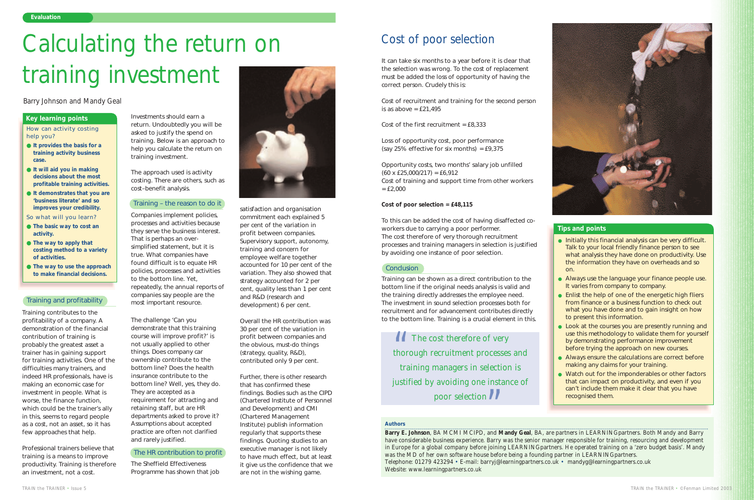Evaluation

# Calculating the return on training investment

Barry Johnson and Mandy Geal

## Key learning points

How can activity costing help you?

- **It provides the basis for a training activity business case.**
- **It will aid you in making decisions about the most profitable training activities.**
- **It demonstrates that you are 'business literate' and so improves your credibility.**

So what will you learn?

- **The basic way to cost an activity.**
- **The way to apply that costing method to a variety of activities.**
- **The way to use the approach to make financial decisions.**

## Training and profitability

Training contributes to the profitability of a company. A demonstration of the financial contribution of training is probably the greatest asset a trainer has in gaining support for training activities. One of the difficulties many trainers, and indeed HR professionals, have is making an economic case for investment in people. What is worse, the finance function, which could be the trainer's ally in this, seems to regard people as a cost, not an asset, so it has few approaches that help.

Professional trainers believe that training is a means to improve productivity. Training is therefore an investment, not a cost.

Investments should earn a return. Undoubtedly you will be asked to justify the spend on training. Below is an approach to help you calculate the return on training investment.

The approach used is activity costing. There are others, such as cost–benefit analysis.

## Training – the reason to do it

Companies implement policies, processes and activities because they serve the business interest. That is perhaps an over-simplified statement, but it is true. What companies have found difficult is to equate HR policies, processes and activities to the bottom line. Yet, repeatedly, the annual reports of companies say people are the most important resource.

The challenge 'Can you demonstrate that this training course will improve profit?' is not usually applied to other things. Does company car ownership contribute to the bottom line? Does the health insurance contribute to the bottom line? Well, yes, they do. They are accepted as a requirement for attracting and retaining staff, but are HR departments asked to prove it? Assumptions about accepted practice are often not clarified and rarely justified.

## The HR contribution to profit

The Sheffield Effectiveness Programme has shown that job satisfaction and organisation commitment each explained 5 per cent of the variation in profit between companies. Supervisory support, autonomy, training and concern for employee welfare together accounted for 10 per cent of the variation. They also showed that strategy accounted for 2 per cent, quality less than 1 per cent and R&D (research and development) 6 per cent.

Overall the HR contribution was 30 per cent of the variation in profit between companies and the obvious, must-do things (strategy, quality, R&D), contributed only 9 per cent.

Further, there is other research that has confirmed these findings. Quoting studies to an executive manager is not likely to have much effect, but at least it give us the confidence that we are not in the wishing game.

## Cost of poor selection

It can take six months to a year before it is clear that the selection was wrong. To the cost of replacement must be added the loss of opportunity of having the correct person. Crudely this is:

Cost of recruitment and training for the second person is as above = £21,495

Cost of the first recruitment = £8,333

Loss of opportunity cost, poor performance (say 25% effective for six months) = £9,375

Opportunity costs, two months' salary job unfilled (60 x £25,000/217) = £6,912
Cost of training and support time from other workers = £2,000

**Cost of poor selection = £48,115**

To this can be added the cost of having disaffected co-workers due to carrying a poor performer.
The cost therefore of very thorough recruitment processes and training managers in selection is justified by avoiding one instance of poor selection.

## Conclusion

Training can be shown as a direct contribution to the bottom line if the original needs analysis is valid and the training directly addresses the employee need.
The investment in sound selection processes both for recruitment and for advancement contributes directly to the bottom line. Training is a crucial element in this.

> "The cost therefore of very thorough recruitment processes and training managers in selection is justified by avoiding one instance of poor selection"

## Tips and points

- Initially this financial analysis can be very difficult. Talk to your local friendly finance person to see what analysis they have done on productivity. Use the information they have on overheads and so on.
- Always use the language your finance people use. It varies from company to company.
- Enlist the help of one of the energetic high fliers from finance or a business function to check out what you have done and to gain insight on how to present this information.
- Look at the courses you are presently running and use this methodology to validate them for yourself by demonstrating performance improvement before trying the approach on new courses.
- Always ensure the calculations are correct before making any claims for your training.
- Watch out for the imponderables or other factors that can impact on productivity, and even if you can't include them make it clear that you have recognised them.

**Authors**

**Barry E. Johnson**, BA MCMI MCIPD, and **Mandy Geal**, BA, are partners in LEARNINGpartners. Both Mandy and Barry have considerable business experience. Barry was the senior manager responsible for training, resourcing and development in Europe for a global company before joining LEARNINGpartners. He operated training on a 'zero budget basis'. Mandy was the MD of her own software house before being a founding partner in LEARNINGpartners.
Telephone: 01279 423294 • E-mail: barryj@learningpartners.co.uk • mandyg@learningpartners.co.uk
Website: www.learningpartners.co.uk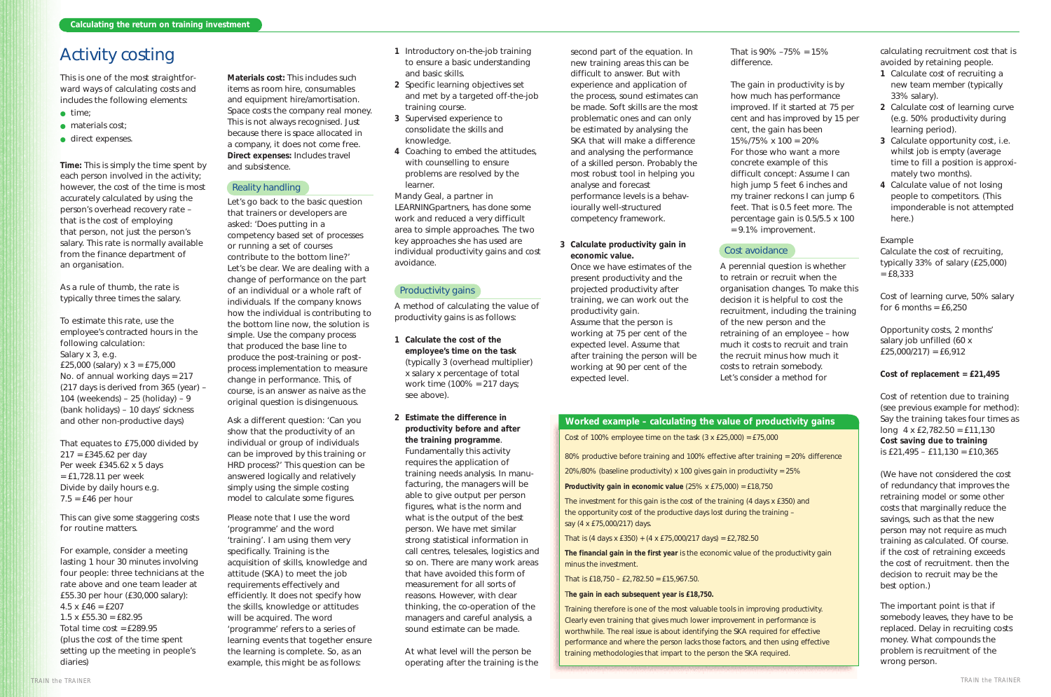# Activity costing

This is one of the most straightforward ways of calculating costs and includes the following elements:

- time;
- materials cost;
- direct expenses.

**Time:** This is simply the time spent by each person involved in the activity; however, the cost of the time is most accurately calculated by using the person's overhead recovery rate – that is the cost of employing that person, not just the person's salary. This rate is normally available from the finance department of an organisation.

As a rule of thumb, the rate is typically three times the salary.

To estimate this rate, use the employee's contracted hours in the following calculation:
Salary x 3, e.g.
£25,000 (salary) x 3 = £75,000
No. of annual working days = 217
(217 days is derived from 365 (year) – 104 (weekends) – 25 (holiday) – 9 (bank holidays) – 10 days' sickness and other non-productive days)

That equates to £75,000 divided by 217 = £345.62 per day
Per week £345.62 x 5 days
= £1,728.11 per week
Divide by daily hours e.g.
7.5 = £46 per hour

This can give some staggering costs for routine matters.

For example, consider a meeting lasting 1 hour 30 minutes involving four people: three technicians at the rate above and one team leader at £55.30 per hour (£30,000 salary):
4.5 x £46 = £207
1.5 x £55.30 = £82.95
Total time cost = £289.95
(plus the cost of the time spent setting up the meeting in people's diaries)

**Materials cost:** This includes such items as room hire, consumables and equipment hire/amortisation. Space costs the company real money. This is not always recognised. Just because there is space allocated in a company, it does not come free.
**Direct expenses:** Includes travel and subsistence.

## Reality handling

Let's go back to the basic question that trainers or developers are asked: 'Does putting in a competency based set of processes or running a set of courses contribute to the bottom line?' Let's be clear. We are dealing with a change of performance on the part of an individual or a whole raft of individuals. If the company knows how the individual is contributing to the bottom line now, the solution is simple. Use the company process that produced the base line to produce the post-training or post-process implementation to measure change in performance. This, of course, is an answer as naive as the original question is disingenuous.

Ask a different question: 'Can you show that the productivity of an individual or group of individuals can be improved by this training or HRD process?' This question can be answered logically and relatively simply using the simple costing model to calculate some figures.

Please note that I use the word 'programme' and the word 'training'. I am using them very specifically. Training is the acquisition of skills, knowledge and attitude (SKA) to meet the job requirements effectively and efficiently. It does not specify how the skills, knowledge or attitudes will be acquired. The word 'programme' refers to a series of learning events that together ensure the learning is complete. So, as an example, this might be as follows:

1. Introductory on-the-job training to ensure a basic understanding and basic skills.
2. Specific learning objectives set and met by a targeted off-the-job training course.
3. Supervised experience to consolidate the skills and knowledge.
4. Coaching to embed the attitudes, with counselling to ensure problems are resolved by the learner.

Mandy Geal, a partner in LEARNINGpartners, has done some work and reduced a very difficult area to simple approaches. The two key approaches she has used are individual productivity gains and cost avoidance.

## Productivity gains

A method of calculating the value of productivity gains is as follows:

1. **Calculate the cost of the employee's time on the task** (typically 3 (overhead multiplier) x salary x percentage of total work time (100% = 217 days; see above).

2. **Estimate the difference in productivity before and after the training programme**. Fundamentally this activity requires the application of training needs analysis. In manufacturing, the managers will be able to give output per person figures, what is the norm and what is the output of the best person. We have met similar strong statistical information in call centres, telesales, logistics and so on. There are many work areas that have avoided this form of measurement for all sorts of reasons. However, with clear thinking, the co-operation of the managers and careful analysis, a sound estimate can be made.

   At what level will the person be operating after the training is the second part of the equation. In new training areas this can be difficult to answer. But with experience and application of the process, sound estimates can be made. Soft skills are the most problematic ones and can only be estimated by analysing the SKA that will make a difference and analysing the performance of a skilled person. Probably the most robust tool in helping you analyse and forecast performance levels is a behaviourally well-structured competency framework.

3. **Calculate productivity gain in economic value.**
   Once we have estimates of the present productivity and the projected productivity after training, we can work out the productivity gain.
   Assume that the person is working at 75 per cent of the expected level. Assume that after training the person will be working at 90 per cent of the expected level.

That is 90% – 75% = 15% difference.

The gain in productivity is by how much has performance improved. If it started at 75 per cent and has improved by 15 per cent, the gain has been 15%/75% x 100 = 20%
For those who want a more concrete example of this difficult concept: Assume I can high jump 5 feet 6 inches and my trainer reckons I can jump 6 feet. That is 0.5 feet more. The percentage gain is 0.5/5.5 x 100 = 9.1% improvement.

## Cost avoidance

A perennial question is whether to retrain or recruit when the organisation changes. To make this decision it is helpful to cost the recruitment, including the training of the new person and the retraining of an employee – how much it costs to recruit and train the recruit minus how much it costs to retrain somebody.
Let's consider a method for calculating recruitment cost that is avoided by retaining people.

1. Calculate cost of recruiting a new team member (typically 33% salary).
2. Calculate cost of learning curve (e.g. 50% productivity during learning period).
3. Calculate opportunity cost, i.e. whilst job is empty (average time to fill a position is approximately two months).
4. Calculate value of not losing people to competitors. (This imponderable is not attempted here.)

Example
Calculate the cost of recruiting, typically 33% of salary (£25,000) = £8,333

Cost of learning curve, 50% salary for 6 months = £6,250

Opportunity costs, 2 months' salary job unfilled (60 x £25,000/217) = £6,912

**Cost of replacement = £21,495**

Cost of retention due to training (see previous example for method): Say the training takes four times as long 4 x £2,782.50 = £11,130
**Cost saving due to training**
is £21,495 – £11,130 = £10,365

(We have not considered the cost of redundancy that improves the retraining model or some other costs that marginally reduce the savings, such as that the new person may not require as much training as calculated. Of course. if the cost of retraining exceeds the cost of recruitment. then the decision to recruit may be the best option.)

The important point is that if somebody leaves, they have to be replaced. Delay in recruiting costs money. What compounds the problem is recruitment of the wrong person.

### Worked example – calculating the value of productivity gains

Cost of 100% employee time on the task (3 x £25,000) = £75,000

80% productive before training and 100% effective after training = 20% difference

20%/80% (baseline productivity) x 100 gives gain in productivity = 25%

**Productivity gain in economic value** (25% x £75,000) = £18,750

The investment for this gain is the cost of the training (4 days x £350) and the opportunity cost of the productive days lost during the training – say (4 x £75,000/217) days.

That is (4 days x £350) + (4 x £75,000/217 days) = £2,782.50

**The financial gain in the first year** is the economic value of the productivity gain minus the investment.

That is £18,750 – £2,782.50 = £15,967.50.

**The gain in each subsequent year is £18,750.**

Training therefore is one of the most valuable tools in improving productivity. Clearly even training that gives much lower improvement in performance is worthwhile. The real issue is about identifying the SKA required for effective performance and where the person lacks those factors, and then using effective training methodologies that impart to the person the SKA required.